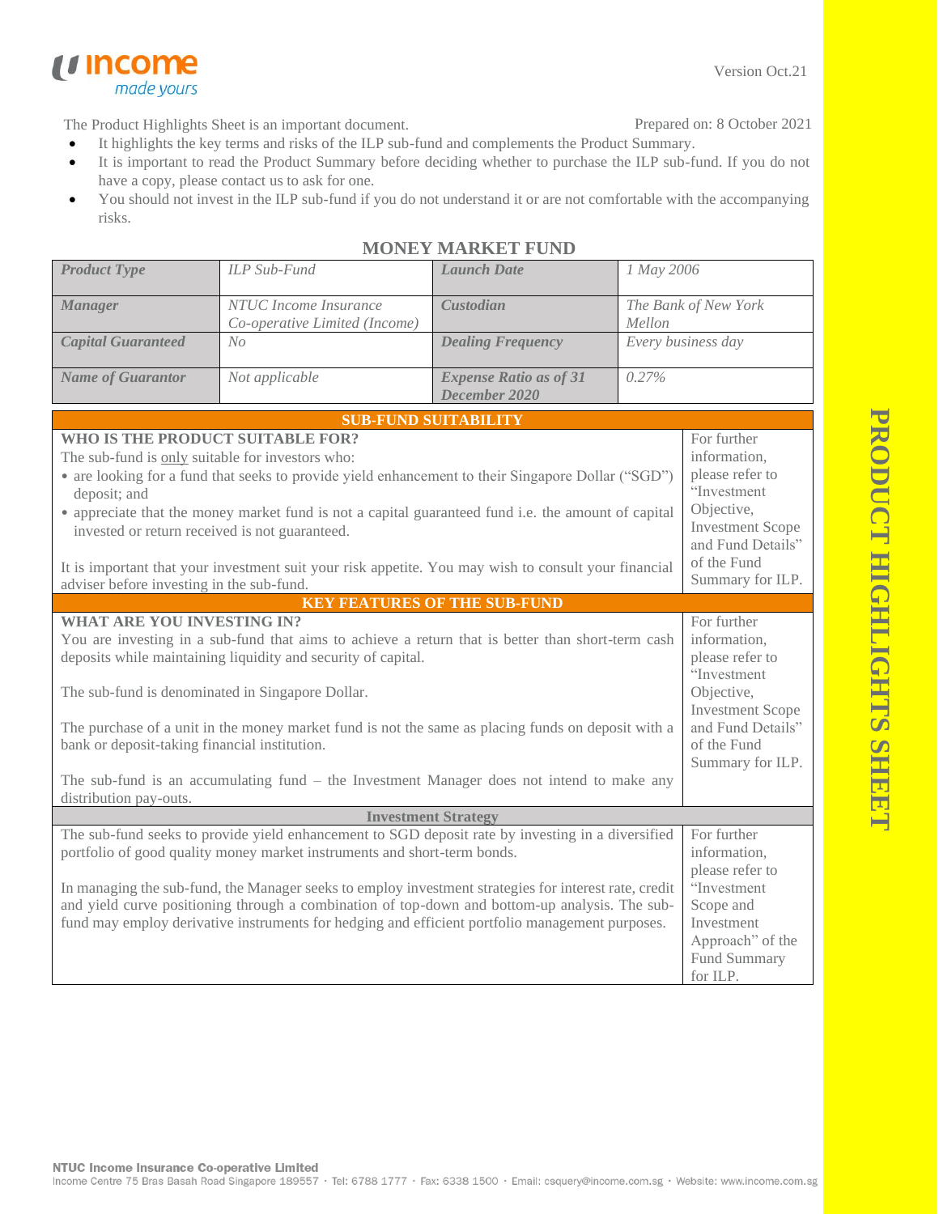Version Oct.21

The Product Highlights Sheet is an important document. Prepared on: 8 October 2021

- It highlights the key terms and risks of the ILP sub-fund and complements the Product Summary.
- It is important to read the Product Summary before deciding whether to purchase the ILP sub-fund. If you do not have a copy, please contact us to ask for one.
- You should not invest in the ILP sub-fund if you do not understand it or are not comfortable with the accompanying risks.

# MONEY MARKET FUND

| *Product Type* | *ILP Sub-Fund* | *Launch Date* | *1 May 2006* |
|---|---|---|---|
| *Manager* | *NTUC Income Insurance Co-operative Limited (Income)* | *Custodian* | *The Bank of New York Mellon* |
| *Capital Guaranteed* | *No* | *Dealing Frequency* | *Every business day* |
| *Name of Guarantor* | *Not applicable* | *Expense Ratio as of 31 December 2020* | *0.27%* |

## SUB-FUND SUITABILITY

**WHO IS THE PRODUCT SUITABLE FOR?**

The sub-fund is only suitable for investors who:

- are looking for a fund that seeks to provide yield enhancement to their Singapore Dollar ("SGD") deposit; and
- appreciate that the money market fund is not a capital guaranteed fund i.e. the amount of capital invested or return received is not guaranteed.

It is important that your investment suit your risk appetite. You may wish to consult your financial adviser before investing in the sub-fund.

For further information, please refer to "Investment Objective, Investment Scope and Fund Details" of the Fund Summary for ILP.

## KEY FEATURES OF THE SUB-FUND

**WHAT ARE YOU INVESTING IN?**

You are investing in a sub-fund that aims to achieve a return that is better than short-term cash deposits while maintaining liquidity and security of capital.

The sub-fund is denominated in Singapore Dollar.

The purchase of a unit in the money market fund is not the same as placing funds on deposit with a bank or deposit-taking financial institution.

The sub-fund is an accumulating fund – the Investment Manager does not intend to make any distribution pay-outs.

For further information, please refer to "Investment Objective, Investment Scope and Fund Details" of the Fund Summary for ILP.

### Investment Strategy

The sub-fund seeks to provide yield enhancement to SGD deposit rate by investing in a diversified portfolio of good quality money market instruments and short-term bonds.

In managing the sub-fund, the Manager seeks to employ investment strategies for interest rate, credit and yield curve positioning through a combination of top-down and bottom-up analysis. The sub-fund may employ derivative instruments for hedging and efficient portfolio management purposes.

For further information, please refer to "Investment Scope and Investment Approach" of the Fund Summary for ILP.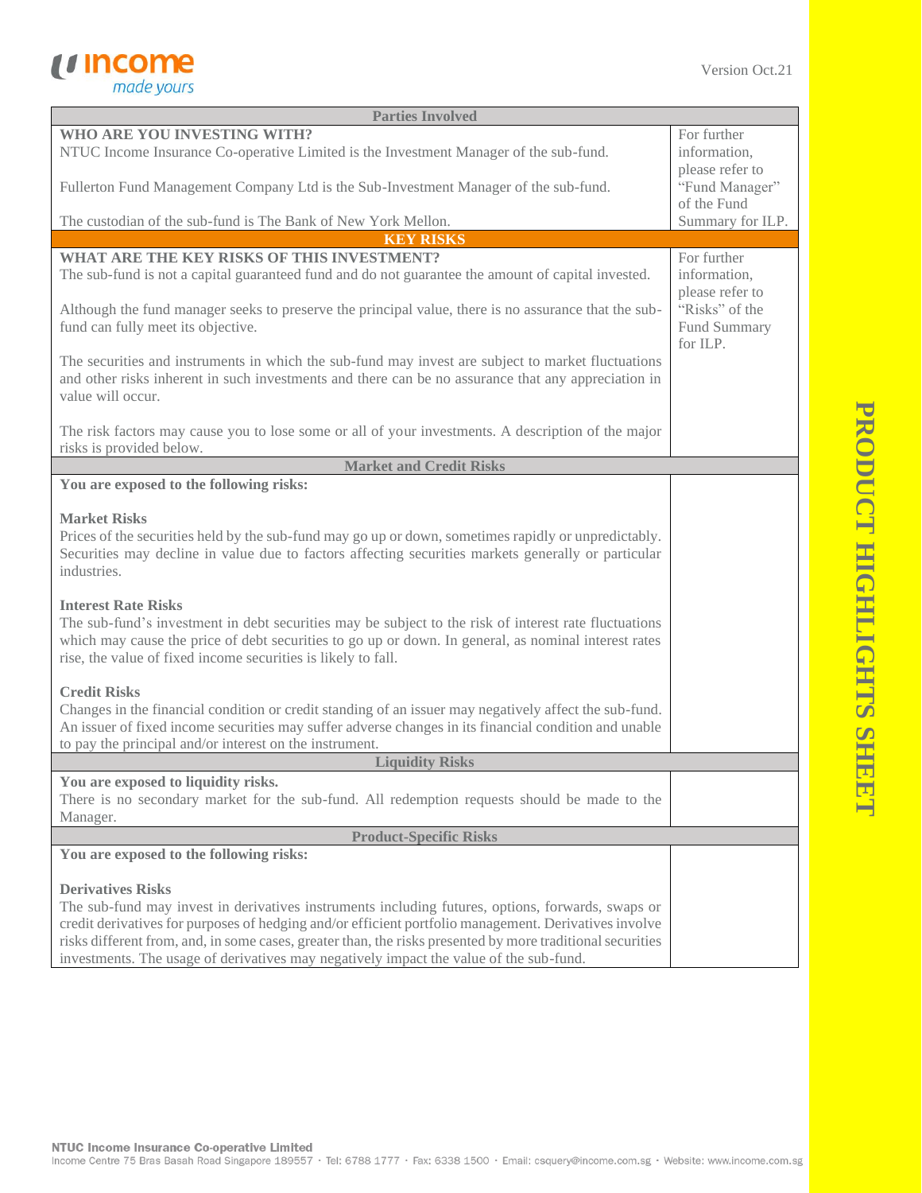## Parties Involved

| WHO ARE YOU INVESTING WITH? | |
|---|---|
| NTUC Income Insurance Co-operative Limited is the Investment Manager of the sub-fund.<br><br>Fullerton Fund Management Company Ltd is the Sub-Investment Manager of the sub-fund.<br><br>The custodian of the sub-fund is The Bank of New York Mellon. | For further information, please refer to "Fund Manager" of the Fund Summary for ILP. |

## KEY RISKS

| WHAT ARE THE KEY RISKS OF THIS INVESTMENT? | |
|---|---|
| The sub-fund is not a capital guaranteed fund and do not guarantee the amount of capital invested.<br><br>Although the fund manager seeks to preserve the principal value, there is no assurance that the sub-fund can fully meet its objective.<br><br>The securities and instruments in which the sub-fund may invest are subject to market fluctuations and other risks inherent in such investments and there can be no assurance that any appreciation in value will occur.<br><br>The risk factors may cause you to lose some or all of your investments. A description of the major risks is provided below. | For further information, please refer to "Risks" of the Fund Summary for ILP. |

### Market and Credit Risks

**You are exposed to the following risks:**

**Market Risks**
Prices of the securities held by the sub-fund may go up or down, sometimes rapidly or unpredictably. Securities may decline in value due to factors affecting securities markets generally or particular industries.

**Interest Rate Risks**
The sub-fund's investment in debt securities may be subject to the risk of interest rate fluctuations which may cause the price of debt securities to go up or down. In general, as nominal interest rates rise, the value of fixed income securities is likely to fall.

**Credit Risks**
Changes in the financial condition or credit standing of an issuer may negatively affect the sub-fund. An issuer of fixed income securities may suffer adverse changes in its financial condition and unable to pay the principal and/or interest on the instrument.

### Liquidity Risks

**You are exposed to liquidity risks.**
There is no secondary market for the sub-fund. All redemption requests should be made to the Manager.

### Product-Specific Risks

**You are exposed to the following risks:**

**Derivatives Risks**
The sub-fund may invest in derivatives instruments including futures, options, forwards, swaps or credit derivatives for purposes of hedging and/or efficient portfolio management. Derivatives involve risks different from, and, in some cases, greater than, the risks presented by more traditional securities investments. The usage of derivatives may negatively impact the value of the sub-fund.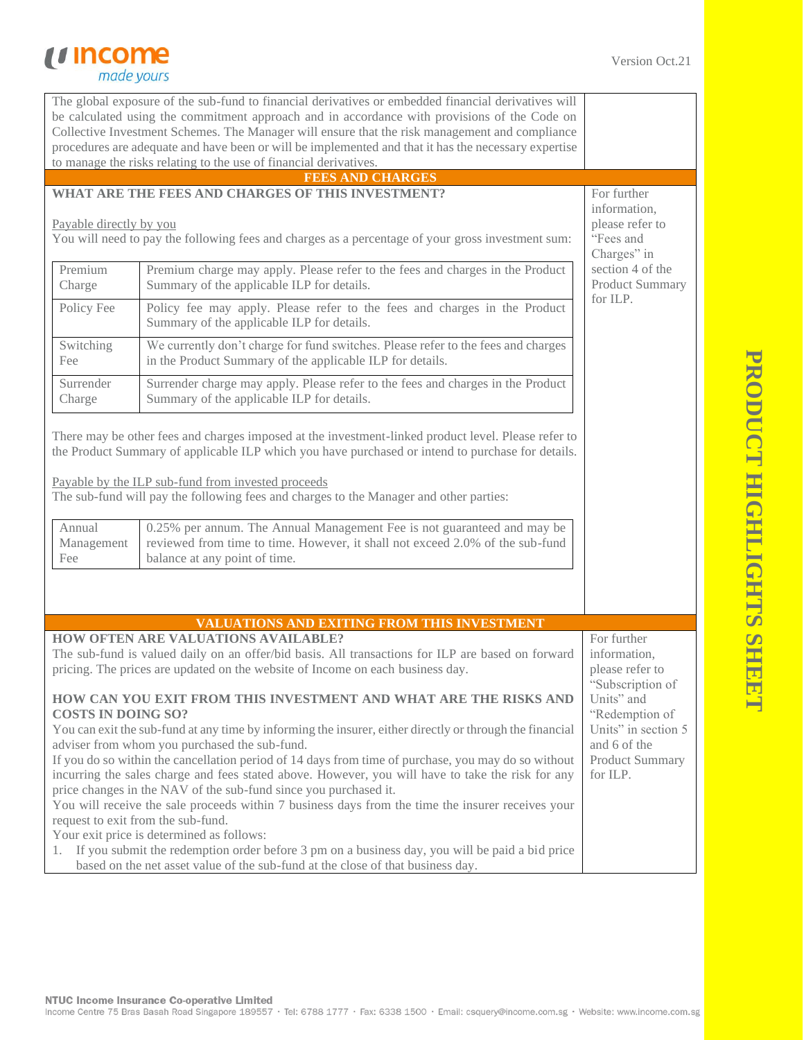The global exposure of the sub-fund to financial derivatives or embedded financial derivatives will be calculated using the commitment approach and in accordance with provisions of the Code on Collective Investment Schemes. The Manager will ensure that the risk management and compliance procedures are adequate and have been or will be implemented and that it has the necessary expertise to manage the risks relating to the use of financial derivatives.

## FEES AND CHARGES

**WHAT ARE THE FEES AND CHARGES OF THIS INVESTMENT?**

Payable directly by you

You will need to pay the following fees and charges as a percentage of your gross investment sum:

| | |
|---|---|
| Premium Charge | Premium charge may apply. Please refer to the fees and charges in the Product Summary of the applicable ILP for details. |
| Policy Fee | Policy fee may apply. Please refer to the fees and charges in the Product Summary of the applicable ILP for details. |
| Switching Fee | We currently don't charge for fund switches. Please refer to the fees and charges in the Product Summary of the applicable ILP for details. |
| Surrender Charge | Surrender charge may apply. Please refer to the fees and charges in the Product Summary of the applicable ILP for details. |

There may be other fees and charges imposed at the investment-linked product level. Please refer to the Product Summary of applicable ILP which you have purchased or intend to purchase for details.

Payable by the ILP sub-fund from invested proceeds

The sub-fund will pay the following fees and charges to the Manager and other parties:

| | |
|---|---|
| Annual Management Fee | 0.25% per annum. The Annual Management Fee is not guaranteed and may be reviewed from time to time. However, it shall not exceed 2.0% of the sub-fund balance at any point of time. |

For further information, please refer to "Fees and Charges" in section 4 of the Product Summary for ILP.

## VALUATIONS AND EXITING FROM THIS INVESTMENT

**HOW OFTEN ARE VALUATIONS AVAILABLE?**

The sub-fund is valued daily on an offer/bid basis. All transactions for ILP are based on forward pricing. The prices are updated on the website of Income on each business day.

**HOW CAN YOU EXIT FROM THIS INVESTMENT AND WHAT ARE THE RISKS AND COSTS IN DOING SO?**

You can exit the sub-fund at any time by informing the insurer, either directly or through the financial adviser from whom you purchased the sub-fund.

If you do so within the cancellation period of 14 days from time of purchase, you may do so without incurring the sales charge and fees stated above. However, you will have to take the risk for any price changes in the NAV of the sub-fund since you purchased it.

You will receive the sale proceeds within 7 business days from the time the insurer receives your request to exit from the sub-fund.

Your exit price is determined as follows:

1. If you submit the redemption order before 3 pm on a business day, you will be paid a bid price based on the net asset value of the sub-fund at the close of that business day.

For further information, please refer to "Subscription of Units" and "Redemption of Units" in section 5 and 6 of the Product Summary for ILP.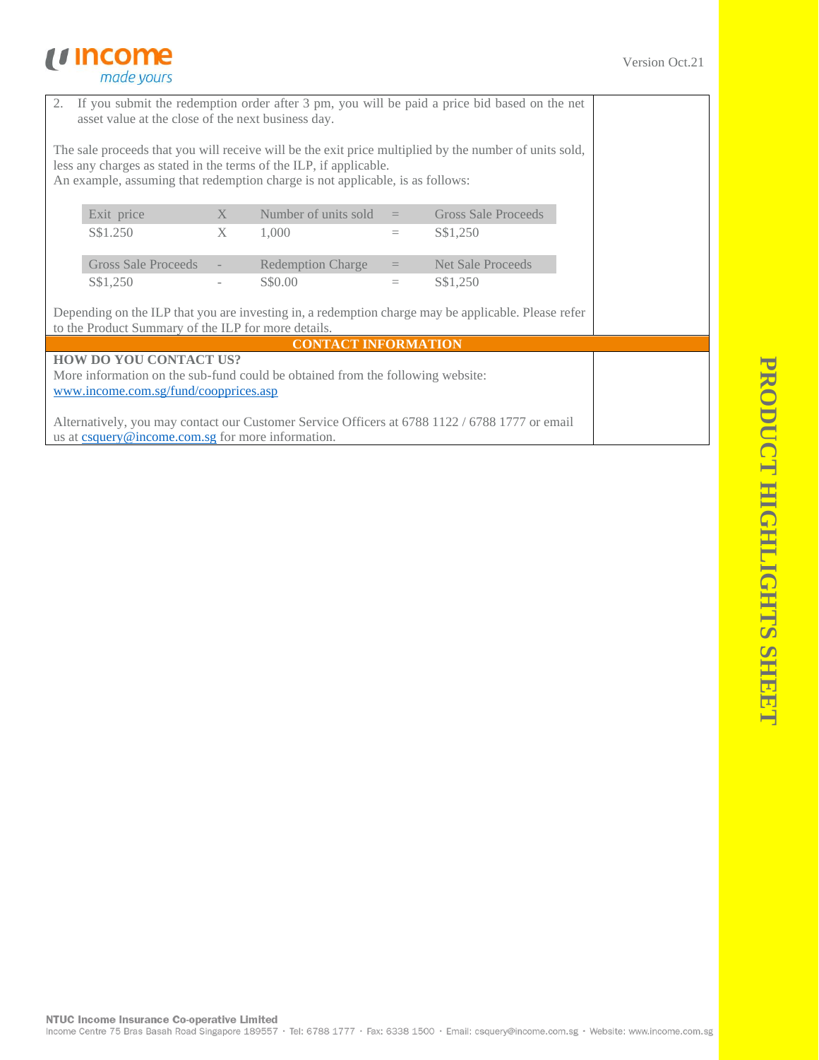2. If you submit the redemption order after 3 pm, you will be paid a price bid based on the net asset value at the close of the next business day.

The sale proceeds that you will receive will be the exit price multiplied by the number of units sold, less any charges as stated in the terms of the ILP, if applicable.
An example, assuming that redemption charge is not applicable, is as follows:

| Exit price | X | Number of units sold | = | Gross Sale Proceeds |
|---|---|---|---|---|
| S$1.250 | X | 1,000 | = | S$1,250 |

| Gross Sale Proceeds | - | Redemption Charge | = | Net Sale Proceeds |
|---|---|---|---|---|
| S$1,250 | - | S$0.00 | = | S$1,250 |

Depending on the ILP that you are investing in, a redemption charge may be applicable. Please refer to the Product Summary of the ILP for more details.

## CONTACT INFORMATION

**HOW DO YOU CONTACT US?**

More information on the sub-fund could be obtained from the following website: www.income.com.sg/fund/coopprices.asp

Alternatively, you may contact our Customer Service Officers at 6788 1122 / 6788 1777 or email us at csquery@income.com.sg for more information.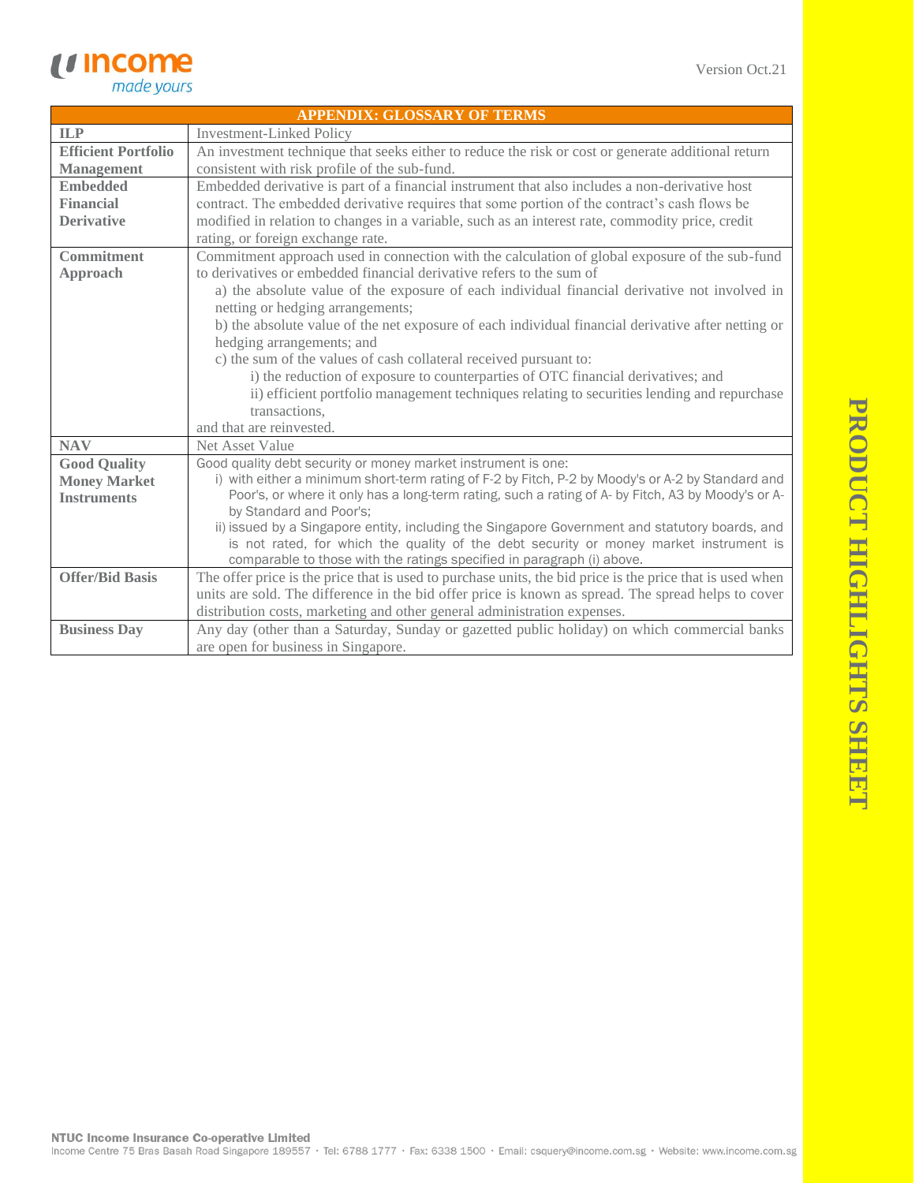| APPENDIX: GLOSSARY OF TERMS | |
|---|---|
| **ILP** | Investment-Linked Policy |
| **Efficient Portfolio Management** | An investment technique that seeks either to reduce the risk or cost or generate additional return consistent with risk profile of the sub-fund. |
| **Embedded Financial Derivative** | Embedded derivative is part of a financial instrument that also includes a non-derivative host contract. The embedded derivative requires that some portion of the contract's cash flows be modified in relation to changes in a variable, such as an interest rate, commodity price, credit rating, or foreign exchange rate. |
| **Commitment Approach** | Commitment approach used in connection with the calculation of global exposure of the sub-fund to derivatives or embedded financial derivative refers to the sum of<br>a) the absolute value of the exposure of each individual financial derivative not involved in netting or hedging arrangements;<br>b) the absolute value of the net exposure of each individual financial derivative after netting or hedging arrangements; and<br>c) the sum of the values of cash collateral received pursuant to:<br>i) the reduction of exposure to counterparties of OTC financial derivatives; and<br>ii) efficient portfolio management techniques relating to securities lending and repurchase transactions,<br>and that are reinvested. |
| **NAV** | Net Asset Value |
| **Good Quality Money Market Instruments** | Good quality debt security or money market instrument is one:<br>i) with either a minimum short-term rating of F-2 by Fitch, P-2 by Moody's or A-2 by Standard and Poor's, or where it only has a long-term rating, such a rating of A- by Fitch, A3 by Moody's or A- by Standard and Poor's;<br>ii) issued by a Singapore entity, including the Singapore Government and statutory boards, and is not rated, for which the quality of the debt security or money market instrument is comparable to those with the ratings specified in paragraph (i) above. |
| **Offer/Bid Basis** | The offer price is the price that is used to purchase units, the bid price is the price that is used when units are sold. The difference in the bid offer price is known as spread. The spread helps to cover distribution costs, marketing and other general administration expenses. |
| **Business Day** | Any day (other than a Saturday, Sunday or gazetted public holiday) on which commercial banks are open for business in Singapore. |